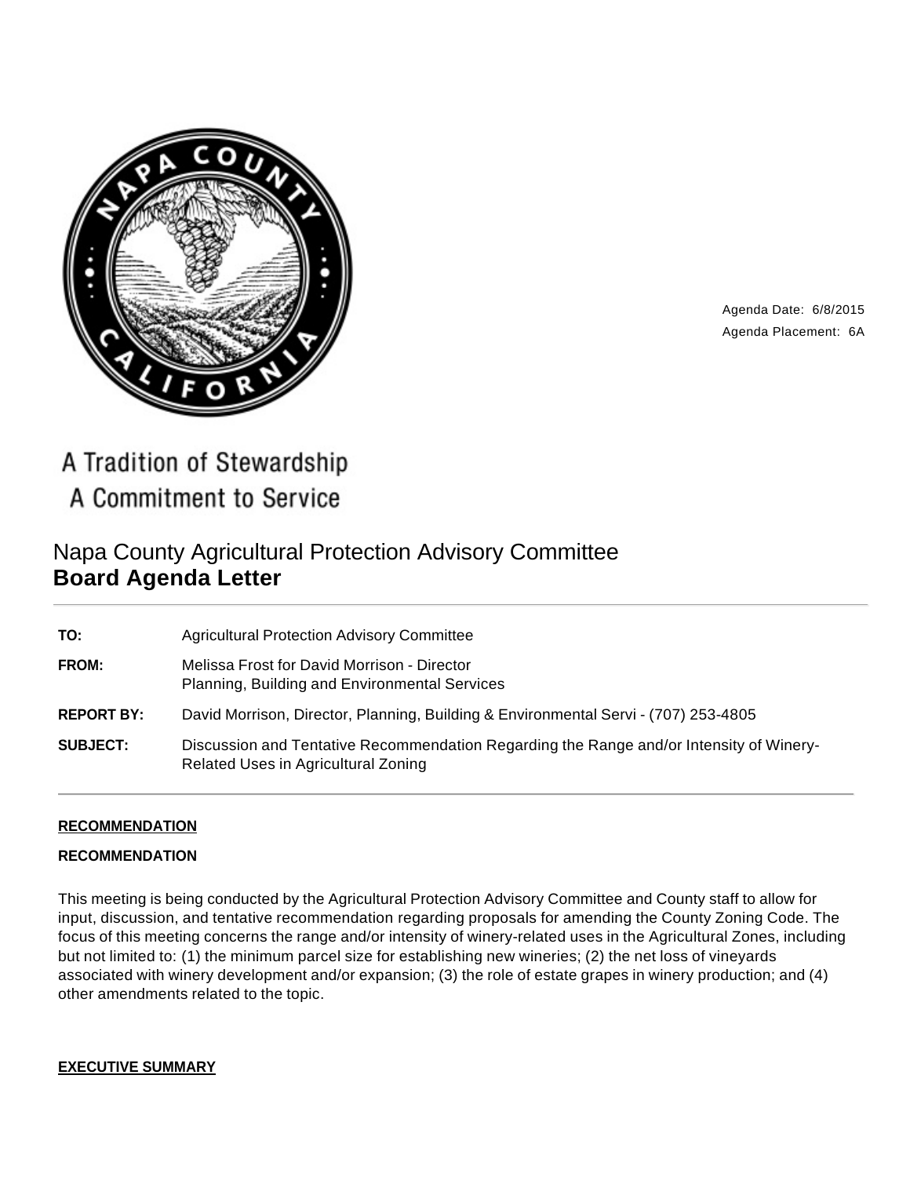Agenda Date: 6/8/2015
Agenda Placement: 6A

A Tradition of Stewardship
A Commitment to Service

# Napa County Agricultural Protection Advisory Committee
# **Board Agenda Letter**

| | |
|---|---|
| **TO:** | Agricultural Protection Advisory Committee |
| **FROM:** | Melissa Frost for David Morrison - Director<br>Planning, Building and Environmental Services |
| **REPORT BY:** | David Morrison, Director, Planning, Building & Environmental Servi - (707) 253-4805 |
| **SUBJECT:** | Discussion and Tentative Recommendation Regarding the Range and/or Intensity of Winery-Related Uses in Agricultural Zoning |

## RECOMMENDATION

**RECOMMENDATION**

This meeting is being conducted by the Agricultural Protection Advisory Committee and County staff to allow for input, discussion, and tentative recommendation regarding proposals for amending the County Zoning Code. The focus of this meeting concerns the range and/or intensity of winery-related uses in the Agricultural Zones, including but not limited to: (1) the minimum parcel size for establishing new wineries; (2) the net loss of vineyards associated with winery development and/or expansion; (3) the role of estate grapes in winery production; and (4) other amendments related to the topic.

## EXECUTIVE SUMMARY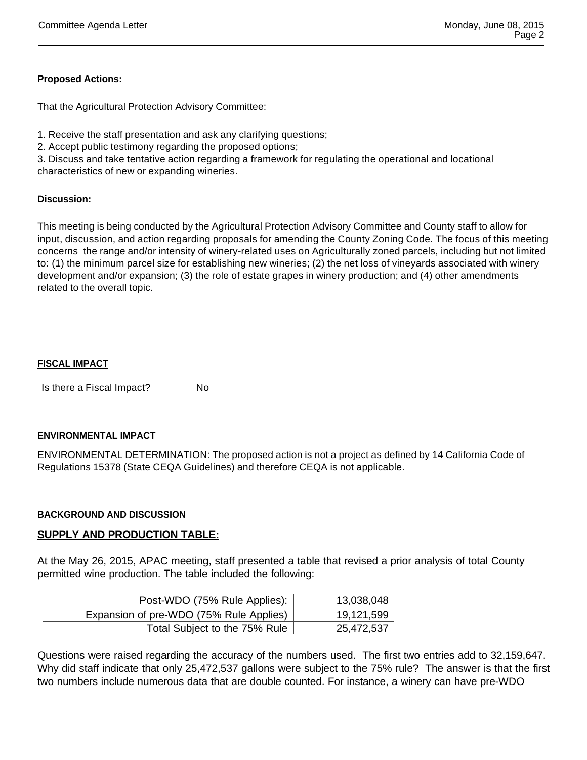**Proposed Actions:**

That the Agricultural Protection Advisory Committee:

1. Receive the staff presentation and ask any clarifying questions;
2. Accept public testimony regarding the proposed options;
3. Discuss and take tentative action regarding a framework for regulating the operational and locational characteristics of new or expanding wineries.

**Discussion:**

This meeting is being conducted by the Agricultural Protection Advisory Committee and County staff to allow for input, discussion, and action regarding proposals for amending the County Zoning Code. The focus of this meeting concerns the range and/or intensity of winery-related uses on Agriculturally zoned parcels, including but not limited to: (1) the minimum parcel size for establishing new wineries; (2) the net loss of vineyards associated with winery development and/or expansion; (3) the role of estate grapes in winery production; and (4) other amendments related to the overall topic.

**FISCAL IMPACT**

Is there a Fiscal Impact? No

**ENVIRONMENTAL IMPACT**

ENVIRONMENTAL DETERMINATION: The proposed action is not a project as defined by 14 California Code of Regulations 15378 (State CEQA Guidelines) and therefore CEQA is not applicable.

**BACKGROUND AND DISCUSSION**

## SUPPLY AND PRODUCTION TABLE:

At the May 26, 2015, APAC meeting, staff presented a table that revised a prior analysis of total County permitted wine production. The table included the following:

| | |
|---|---|
| Post-WDO (75% Rule Applies): | 13,038,048 |
| Expansion of pre-WDO (75% Rule Applies) | 19,121,599 |
| Total Subject to the 75% Rule | 25,472,537 |

Questions were raised regarding the accuracy of the numbers used. The first two entries add to 32,159,647. Why did staff indicate that only 25,472,537 gallons were subject to the 75% rule? The answer is that the first two numbers include numerous data that are double counted. For instance, a winery can have pre-WDO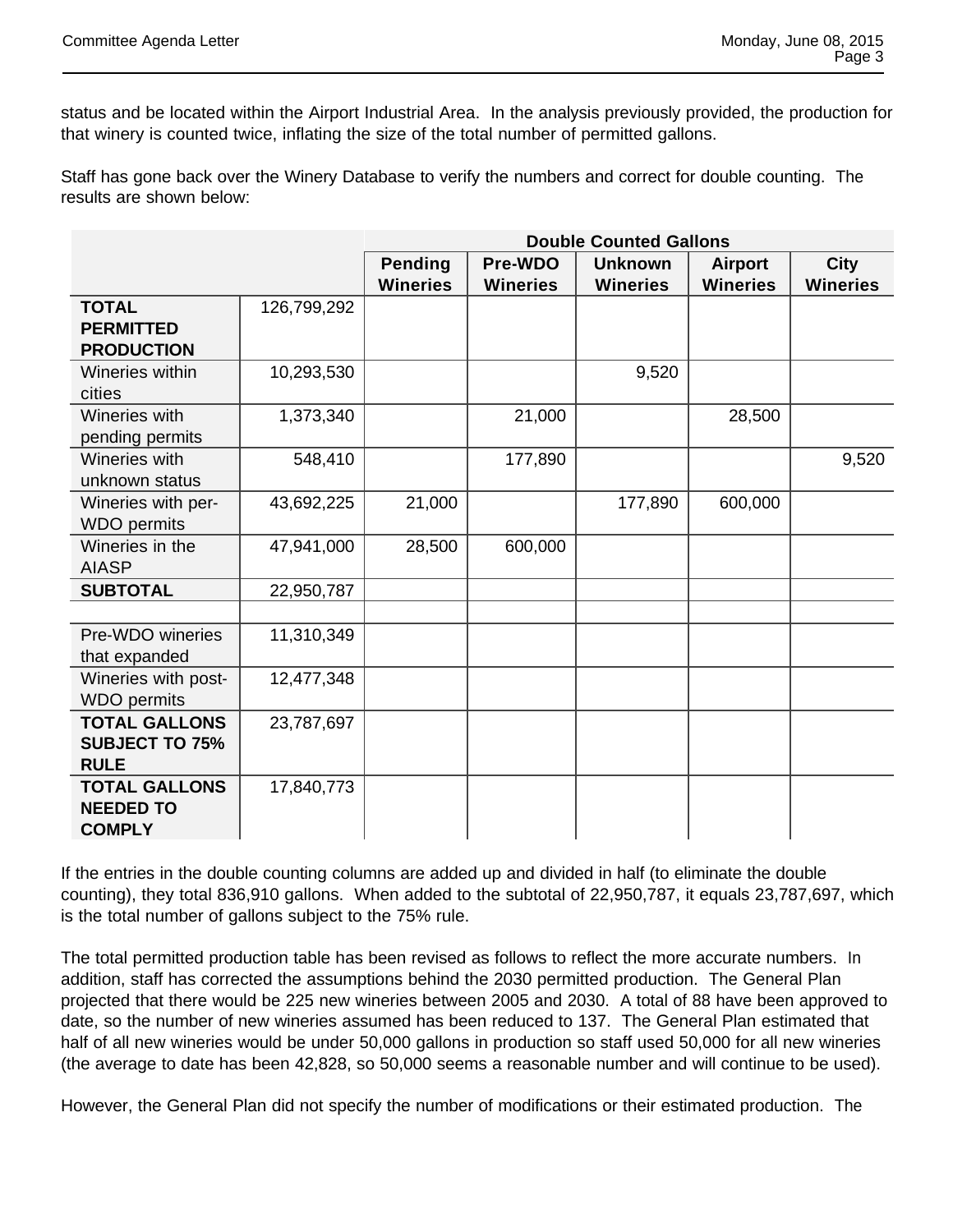status and be located within the Airport Industrial Area. In the analysis previously provided, the production for that winery is counted twice, inflating the size of the total number of permitted gallons.

Staff has gone back over the Winery Database to verify the numbers and correct for double counting. The results are shown below:

| | | Double Counted Gallons | | | | |
|---|---|---|---|---|---|---|
| | | Pending Wineries | Pre-WDO Wineries | Unknown Wineries | Airport Wineries | City Wineries |
| **TOTAL PERMITTED PRODUCTION** | 126,799,292 | | | | | |
| Wineries within cities | 10,293,530 | | | 9,520 | | |
| Wineries with pending permits | 1,373,340 | | 21,000 | | 28,500 | |
| Wineries with unknown status | 548,410 | | 177,890 | | | 9,520 |
| Wineries with per-WDO permits | 43,692,225 | 21,000 | | 177,890 | 600,000 | |
| Wineries in the AIASP | 47,941,000 | 28,500 | 600,000 | | | |
| **SUBTOTAL** | 22,950,787 | | | | | |
| | | | | | | |
| Pre-WDO wineries that expanded | 11,310,349 | | | | | |
| Wineries with post-WDO permits | 12,477,348 | | | | | |
| **TOTAL GALLONS SUBJECT TO 75% RULE** | 23,787,697 | | | | | |
| **TOTAL GALLONS NEEDED TO COMPLY** | 17,840,773 | | | | | |

If the entries in the double counting columns are added up and divided in half (to eliminate the double counting), they total 836,910 gallons. When added to the subtotal of 22,950,787, it equals 23,787,697, which is the total number of gallons subject to the 75% rule.

The total permitted production table has been revised as follows to reflect the more accurate numbers. In addition, staff has corrected the assumptions behind the 2030 permitted production. The General Plan projected that there would be 225 new wineries between 2005 and 2030. A total of 88 have been approved to date, so the number of new wineries assumed has been reduced to 137. The General Plan estimated that half of all new wineries would be under 50,000 gallons in production so staff used 50,000 for all new wineries (the average to date has been 42,828, so 50,000 seems a reasonable number and will continue to be used).

However, the General Plan did not specify the number of modifications or their estimated production. The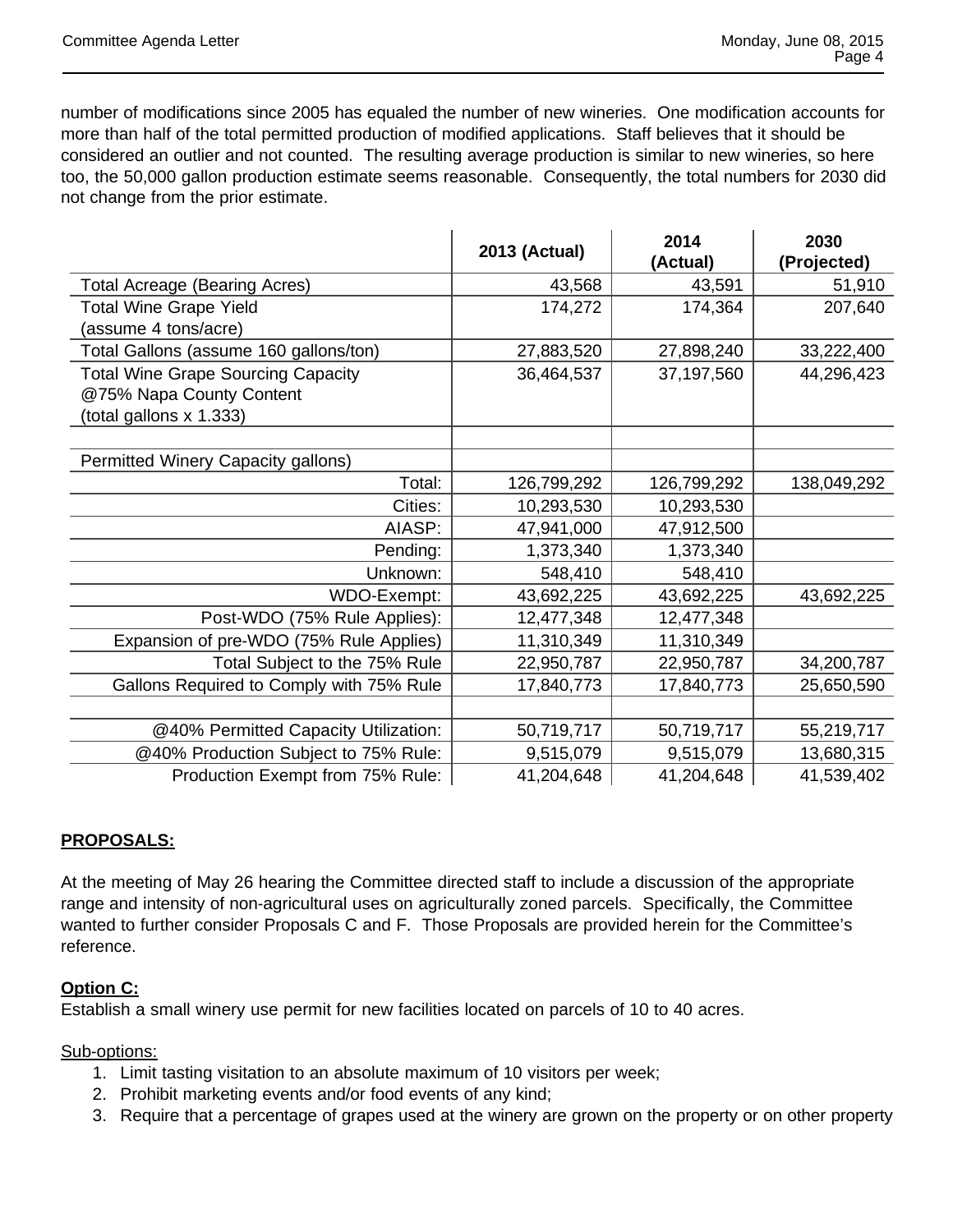number of modifications since 2005 has equaled the number of new wineries. One modification accounts for more than half of the total permitted production of modified applications. Staff believes that it should be considered an outlier and not counted. The resulting average production is similar to new wineries, so here too, the 50,000 gallon production estimate seems reasonable. Consequently, the total numbers for 2030 did not change from the prior estimate.

| | 2013 (Actual) | 2014 (Actual) | 2030 (Projected) |
|---|---|---|---|
| Total Acreage (Bearing Acres) | 43,568 | 43,591 | 51,910 |
| Total Wine Grape Yield (assume 4 tons/acre) | 174,272 | 174,364 | 207,640 |
| Total Gallons (assume 160 gallons/ton) | 27,883,520 | 27,898,240 | 33,222,400 |
| Total Wine Grape Sourcing Capacity @75% Napa County Content (total gallons x 1.333) | 36,464,537 | 37,197,560 | 44,296,423 |
| | | | |
| Permitted Winery Capacity gallons) | | | |
| Total: | 126,799,292 | 126,799,292 | 138,049,292 |
| Cities: | 10,293,530 | 10,293,530 | |
| AIASP: | 47,941,000 | 47,912,500 | |
| Pending: | 1,373,340 | 1,373,340 | |
| Unknown: | 548,410 | 548,410 | |
| WDO-Exempt: | 43,692,225 | 43,692,225 | 43,692,225 |
| Post-WDO (75% Rule Applies): | 12,477,348 | 12,477,348 | |
| Expansion of pre-WDO (75% Rule Applies) | 11,310,349 | 11,310,349 | |
| Total Subject to the 75% Rule | 22,950,787 | 22,950,787 | 34,200,787 |
| Gallons Required to Comply with 75% Rule | 17,840,773 | 17,840,773 | 25,650,590 |
| | | | |
| @40% Permitted Capacity Utilization: | 50,719,717 | 50,719,717 | 55,219,717 |
| @40% Production Subject to 75% Rule: | 9,515,079 | 9,515,079 | 13,680,315 |
| Production Exempt from 75% Rule: | 41,204,648 | 41,204,648 | 41,539,402 |

## PROPOSALS:

At the meeting of May 26 hearing the Committee directed staff to include a discussion of the appropriate range and intensity of non-agricultural uses on agriculturally zoned parcels. Specifically, the Committee wanted to further consider Proposals C and F. Those Proposals are provided herein for the Committee's reference.

### Option C:

Establish a small winery use permit for new facilities located on parcels of 10 to 40 acres.

Sub-options:

1. Limit tasting visitation to an absolute maximum of 10 visitors per week;
2. Prohibit marketing events and/or food events of any kind;
3. Require that a percentage of grapes used at the winery are grown on the property or on other property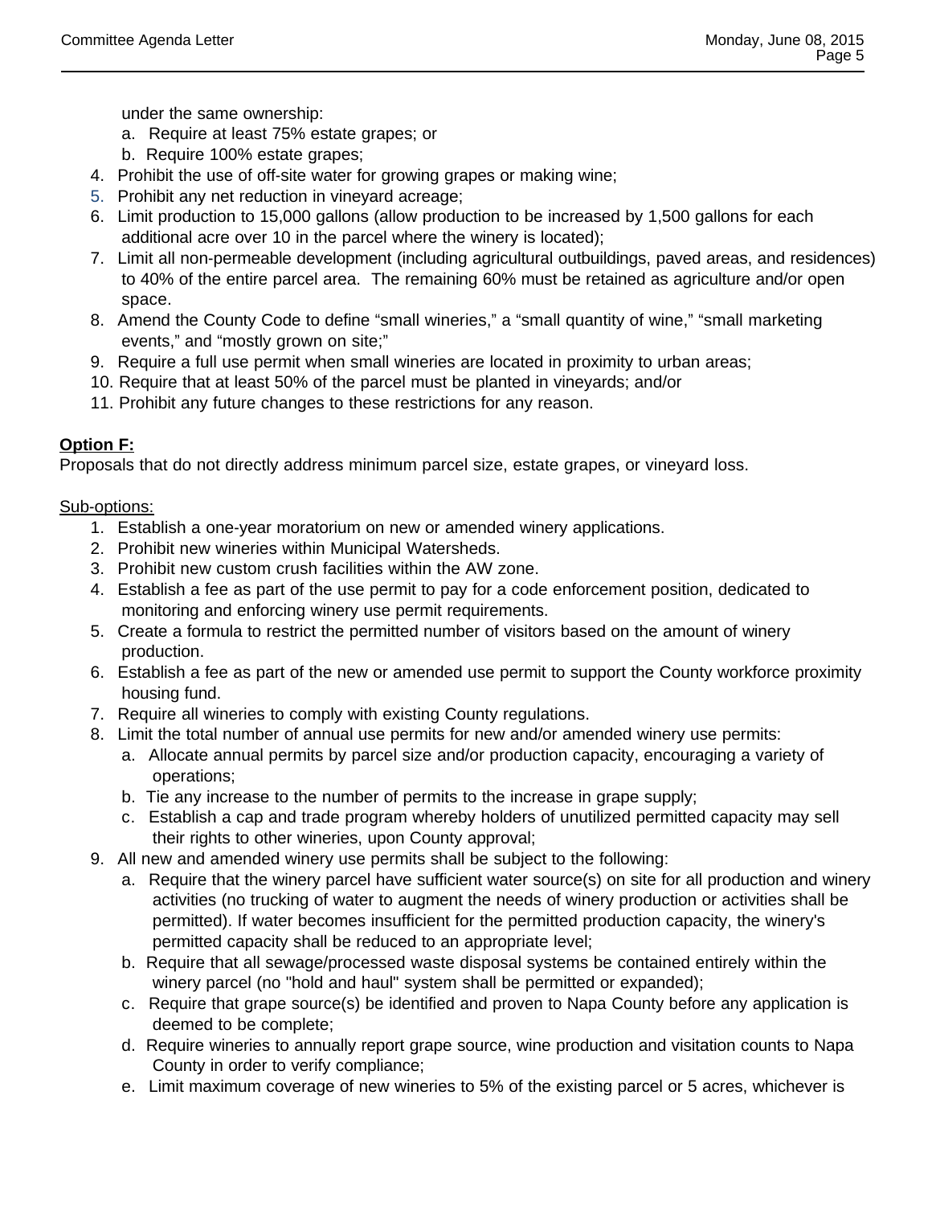under the same ownership:

   a. Require at least 75% estate grapes; or
   b. Require 100% estate grapes;

4. Prohibit the use of off-site water for growing grapes or making wine;
5. Prohibit any net reduction in vineyard acreage;
6. Limit production to 15,000 gallons (allow production to be increased by 1,500 gallons for each additional acre over 10 in the parcel where the winery is located);
7. Limit all non-permeable development (including agricultural outbuildings, paved areas, and residences) to 40% of the entire parcel area. The remaining 60% must be retained as agriculture and/or open space.
8. Amend the County Code to define "small wineries," a "small quantity of wine," "small marketing events," and "mostly grown on site;"
9. Require a full use permit when small wineries are located in proximity to urban areas;
10. Require that at least 50% of the parcel must be planted in vineyards; and/or
11. Prohibit any future changes to these restrictions for any reason.

**Option F:**
Proposals that do not directly address minimum parcel size, estate grapes, or vineyard loss.

Sub-options:

1. Establish a one-year moratorium on new or amended winery applications.
2. Prohibit new wineries within Municipal Watersheds.
3. Prohibit new custom crush facilities within the AW zone.
4. Establish a fee as part of the use permit to pay for a code enforcement position, dedicated to monitoring and enforcing winery use permit requirements.
5. Create a formula to restrict the permitted number of visitors based on the amount of winery production.
6. Establish a fee as part of the new or amended use permit to support the County workforce proximity housing fund.
7. Require all wineries to comply with existing County regulations.
8. Limit the total number of annual use permits for new and/or amended winery use permits:
   a. Allocate annual permits by parcel size and/or production capacity, encouraging a variety of operations;
   b. Tie any increase to the number of permits to the increase in grape supply;
   c. Establish a cap and trade program whereby holders of unutilized permitted capacity may sell their rights to other wineries, upon County approval;
9. All new and amended winery use permits shall be subject to the following:
   a. Require that the winery parcel have sufficient water source(s) on site for all production and winery activities (no trucking of water to augment the needs of winery production or activities shall be permitted). If water becomes insufficient for the permitted production capacity, the winery's permitted capacity shall be reduced to an appropriate level;
   b. Require that all sewage/processed waste disposal systems be contained entirely within the winery parcel (no "hold and haul" system shall be permitted or expanded);
   c. Require that grape source(s) be identified and proven to Napa County before any application is deemed to be complete;
   d. Require wineries to annually report grape source, wine production and visitation counts to Napa County in order to verify compliance;
   e. Limit maximum coverage of new wineries to 5% of the existing parcel or 5 acres, whichever is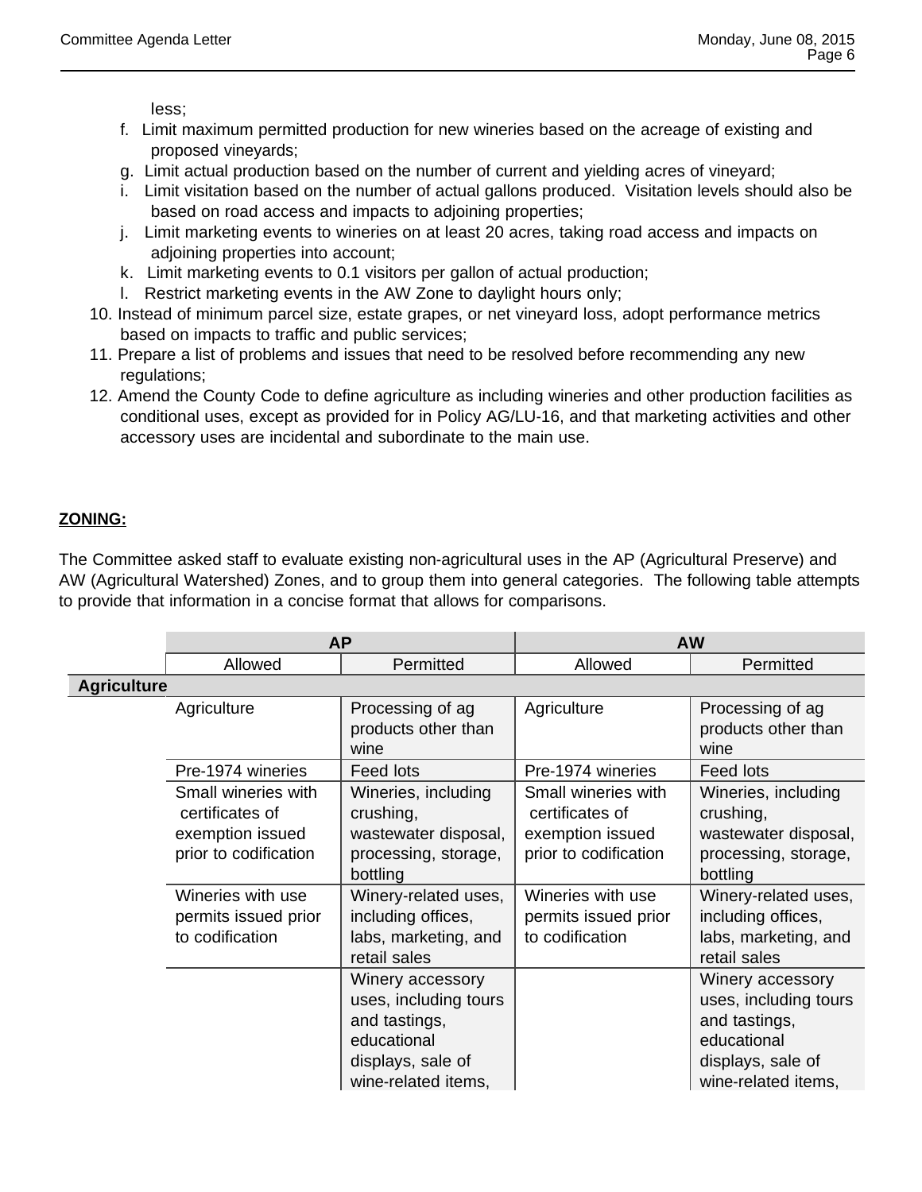less;

f. Limit maximum permitted production for new wineries based on the acreage of existing and proposed vineyards;
g. Limit actual production based on the number of current and yielding acres of vineyard;
i. Limit visitation based on the number of actual gallons produced. Visitation levels should also be based on road access and impacts to adjoining properties;
j. Limit marketing events to wineries on at least 20 acres, taking road access and impacts on adjoining properties into account;
k. Limit marketing events to 0.1 visitors per gallon of actual production;
l. Restrict marketing events in the AW Zone to daylight hours only;

10. Instead of minimum parcel size, estate grapes, or net vineyard loss, adopt performance metrics based on impacts to traffic and public services;
11. Prepare a list of problems and issues that need to be resolved before recommending any new regulations;
12. Amend the County Code to define agriculture as including wineries and other production facilities as conditional uses, except as provided for in Policy AG/LU-16, and that marketing activities and other accessory uses are incidental and subordinate to the main use.

**ZONING:**

The Committee asked staff to evaluate existing non-agricultural uses in the AP (Agricultural Preserve) and AW (Agricultural Watershed) Zones, and to group them into general categories. The following table attempts to provide that information in a concise format that allows for comparisons.

| | AP | | AW | |
|---|---|---|---|---|
| | Allowed | Permitted | Allowed | Permitted |
| **Agriculture** | | | | |
| | Agriculture | Processing of ag products other than wine | Agriculture | Processing of ag products other than wine |
| | Pre-1974 wineries | Feed lots | Pre-1974 wineries | Feed lots |
| | Small wineries with certificates of exemption issued prior to codification | Wineries, including crushing, wastewater disposal, processing, storage, bottling | Small wineries with certificates of exemption issued prior to codification | Wineries, including crushing, wastewater disposal, processing, storage, bottling |
| | Wineries with use permits issued prior to codification | Winery-related uses, including offices, labs, marketing, and retail sales | Wineries with use permits issued prior to codification | Winery-related uses, including offices, labs, marketing, and retail sales |
| | | Winery accessory uses, including tours and tastings, educational displays, sale of wine-related items, | | Winery accessory uses, including tours and tastings, educational displays, sale of wine-related items, |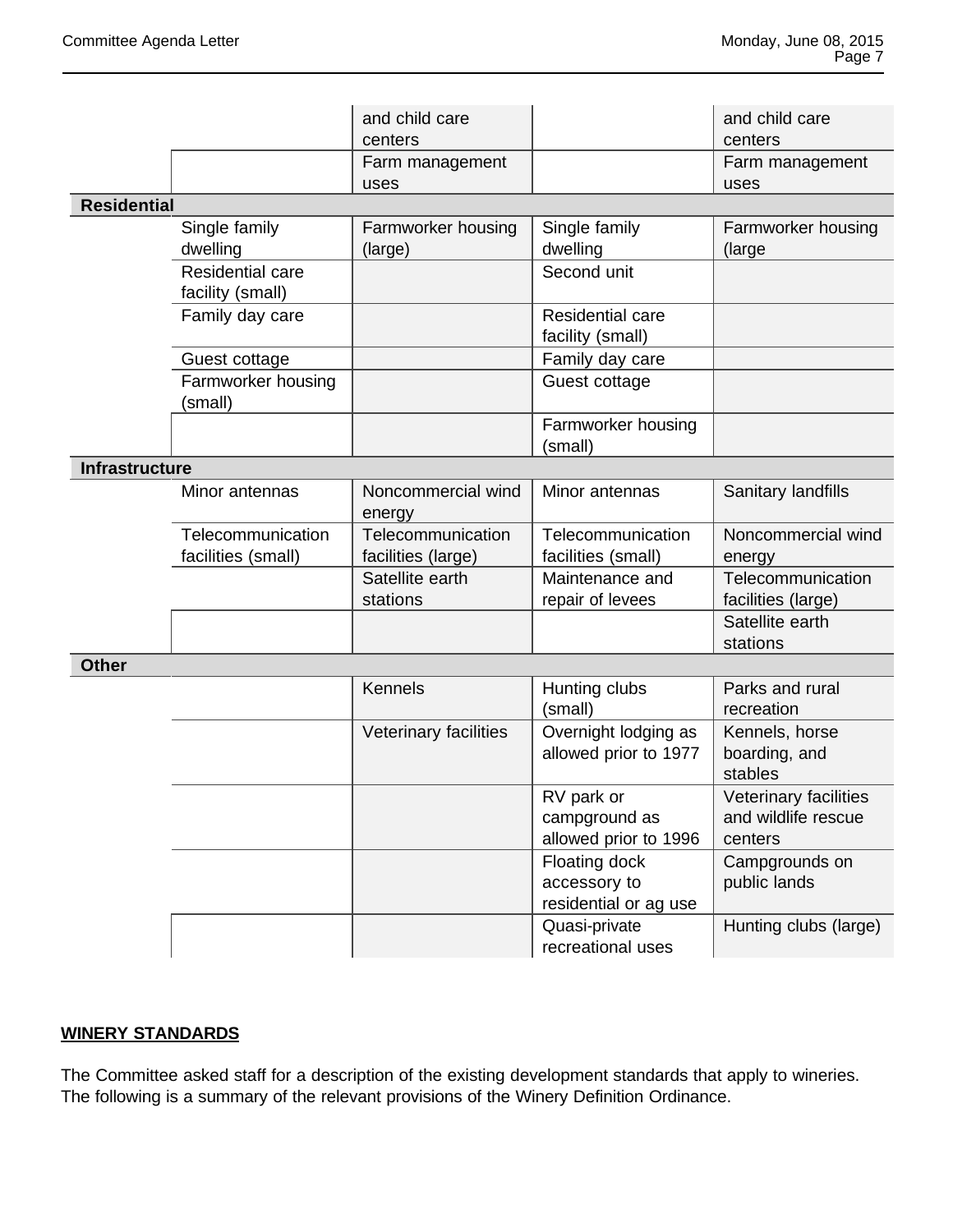| | | | | |
|---|---|---|---|---|
| | | and child care centers | | and child care centers |
| | | Farm management uses | | Farm management uses |
| **Residential** | | | | |
| | Single family dwelling | Farmworker housing (large) | Single family dwelling | Farmworker housing (large |
| | Residential care facility (small) | | Second unit | |
| | Family day care | | Residential care facility (small) | |
| | Guest cottage | | Family day care | |
| | Farmworker housing (small) | | Guest cottage | |
| | | | Farmworker housing (small) | |
| **Infrastructure** | | | | |
| | Minor antennas | Noncommercial wind energy | Minor antennas | Sanitary landfills |
| | Telecommunication facilities (small) | Telecommunication facilities (large) | Telecommunication facilities (small) | Noncommercial wind energy |
| | | Satellite earth stations | Maintenance and repair of levees | Telecommunication facilities (large) |
| | | | | Satellite earth stations |
| **Other** | | | | |
| | | Kennels | Hunting clubs (small) | Parks and rural recreation |
| | | Veterinary facilities | Overnight lodging as allowed prior to 1977 | Kennels, horse boarding, and stables |
| | | | RV park or campground as allowed prior to 1996 | Veterinary facilities and wildlife rescue centers |
| | | | Floating dock accessory to residential or ag use | Campgrounds on public lands |
| | | | Quasi-private recreational uses | Hunting clubs (large) |

**WINERY STANDARDS**

The Committee asked staff for a description of the existing development standards that apply to wineries. The following is a summary of the relevant provisions of the Winery Definition Ordinance.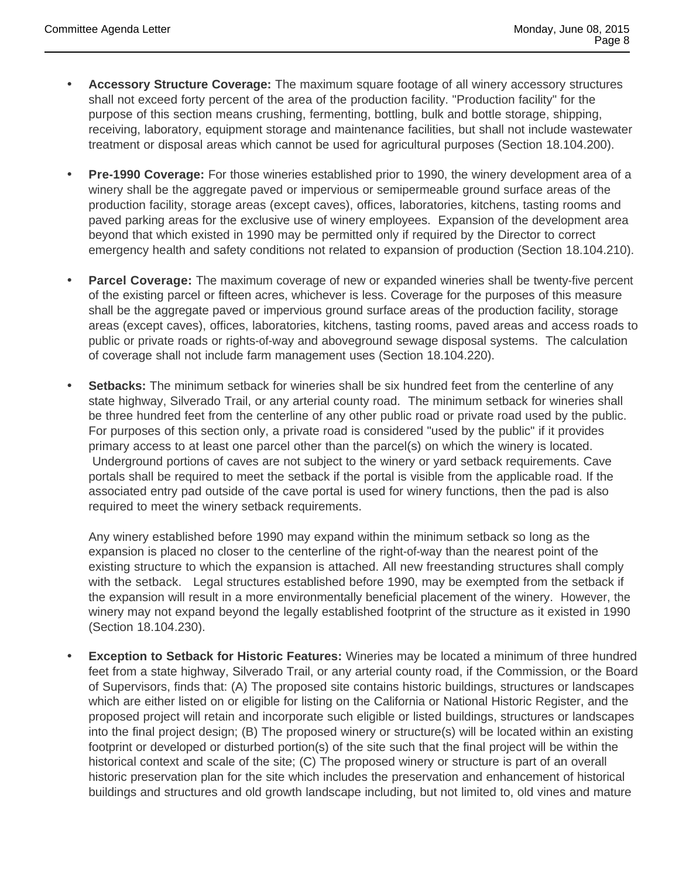- **Accessory Structure Coverage:** The maximum square footage of all winery accessory structures shall not exceed forty percent of the area of the production facility. "Production facility" for the purpose of this section means crushing, fermenting, bottling, bulk and bottle storage, shipping, receiving, laboratory, equipment storage and maintenance facilities, but shall not include wastewater treatment or disposal areas which cannot be used for agricultural purposes (Section 18.104.200).

- **Pre-1990 Coverage:** For those wineries established prior to 1990, the winery development area of a winery shall be the aggregate paved or impervious or semipermeable ground surface areas of the production facility, storage areas (except caves), offices, laboratories, kitchens, tasting rooms and paved parking areas for the exclusive use of winery employees. Expansion of the development area beyond that which existed in 1990 may be permitted only if required by the Director to correct emergency health and safety conditions not related to expansion of production (Section 18.104.210).

- **Parcel Coverage:** The maximum coverage of new or expanded wineries shall be twenty-five percent of the existing parcel or fifteen acres, whichever is less. Coverage for the purposes of this measure shall be the aggregate paved or impervious ground surface areas of the production facility, storage areas (except caves), offices, laboratories, kitchens, tasting rooms, paved areas and access roads to public or private roads or rights-of-way and aboveground sewage disposal systems. The calculation of coverage shall not include farm management uses (Section 18.104.220).

- **Setbacks:** The minimum setback for wineries shall be six hundred feet from the centerline of any state highway, Silverado Trail, or any arterial county road. The minimum setback for wineries shall be three hundred feet from the centerline of any other public road or private road used by the public. For purposes of this section only, a private road is considered "used by the public" if it provides primary access to at least one parcel other than the parcel(s) on which the winery is located. Underground portions of caves are not subject to the winery or yard setback requirements. Cave portals shall be required to meet the setback if the portal is visible from the applicable road. If the associated entry pad outside of the cave portal is used for winery functions, then the pad is also required to meet the winery setback requirements.

  Any winery established before 1990 may expand within the minimum setback so long as the expansion is placed no closer to the centerline of the right-of-way than the nearest point of the existing structure to which the expansion is attached. All new freestanding structures shall comply with the setback. Legal structures established before 1990, may be exempted from the setback if the expansion will result in a more environmentally beneficial placement of the winery. However, the winery may not expand beyond the legally established footprint of the structure as it existed in 1990 (Section 18.104.230).

- **Exception to Setback for Historic Features:** Wineries may be located a minimum of three hundred feet from a state highway, Silverado Trail, or any arterial county road, if the Commission, or the Board of Supervisors, finds that: (A) The proposed site contains historic buildings, structures or landscapes which are either listed on or eligible for listing on the California or National Historic Register, and the proposed project will retain and incorporate such eligible or listed buildings, structures or landscapes into the final project design; (B) The proposed winery or structure(s) will be located within an existing footprint or developed or disturbed portion(s) of the site such that the final project will be within the historical context and scale of the site; (C) The proposed winery or structure is part of an overall historic preservation plan for the site which includes the preservation and enhancement of historical buildings and structures and old growth landscape including, but not limited to, old vines and mature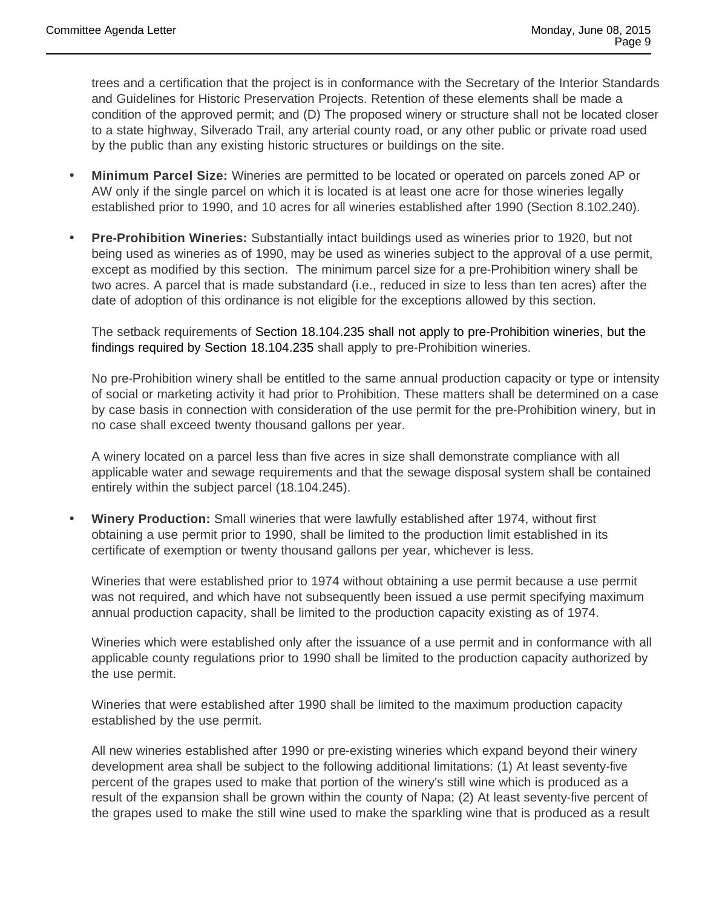trees and a certification that the project is in conformance with the Secretary of the Interior Standards and Guidelines for Historic Preservation Projects. Retention of these elements shall be made a condition of the approved permit; and (D) The proposed winery or structure shall not be located closer to a state highway, Silverado Trail, any arterial county road, or any other public or private road used by the public than any existing historic structures or buildings on the site.

- **Minimum Parcel Size:** Wineries are permitted to be located or operated on parcels zoned AP or AW only if the single parcel on which it is located is at least one acre for those wineries legally established prior to 1990, and 10 acres for all wineries established after 1990 (Section 8.102.240).

- **Pre-Prohibition Wineries:** Substantially intact buildings used as wineries prior to 1920, but not being used as wineries as of 1990, may be used as wineries subject to the approval of a use permit, except as modified by this section. The minimum parcel size for a pre-Prohibition winery shall be two acres. A parcel that is made substandard (i.e., reduced in size to less than ten acres) after the date of adoption of this ordinance is not eligible for the exceptions allowed by this section.

  The setback requirements of Section 18.104.235 shall not apply to pre-Prohibition wineries, but the findings required by Section 18.104.235 shall apply to pre-Prohibition wineries.

  No pre-Prohibition winery shall be entitled to the same annual production capacity or type or intensity of social or marketing activity it had prior to Prohibition. These matters shall be determined on a case by case basis in connection with consideration of the use permit for the pre-Prohibition winery, but in no case shall exceed twenty thousand gallons per year.

  A winery located on a parcel less than five acres in size shall demonstrate compliance with all applicable water and sewage requirements and that the sewage disposal system shall be contained entirely within the subject parcel (18.104.245).

- **Winery Production:** Small wineries that were lawfully established after 1974, without first obtaining a use permit prior to 1990, shall be limited to the production limit established in its certificate of exemption or twenty thousand gallons per year, whichever is less.

  Wineries that were established prior to 1974 without obtaining a use permit because a use permit was not required, and which have not subsequently been issued a use permit specifying maximum annual production capacity, shall be limited to the production capacity existing as of 1974.

  Wineries which were established only after the issuance of a use permit and in conformance with all applicable county regulations prior to 1990 shall be limited to the production capacity authorized by the use permit.

  Wineries that were established after 1990 shall be limited to the maximum production capacity established by the use permit.

  All new wineries established after 1990 or pre-existing wineries which expand beyond their winery development area shall be subject to the following additional limitations: (1) At least seventy-five percent of the grapes used to make that portion of the winery's still wine which is produced as a result of the expansion shall be grown within the county of Napa; (2) At least seventy-five percent of the grapes used to make the still wine used to make the sparkling wine that is produced as a result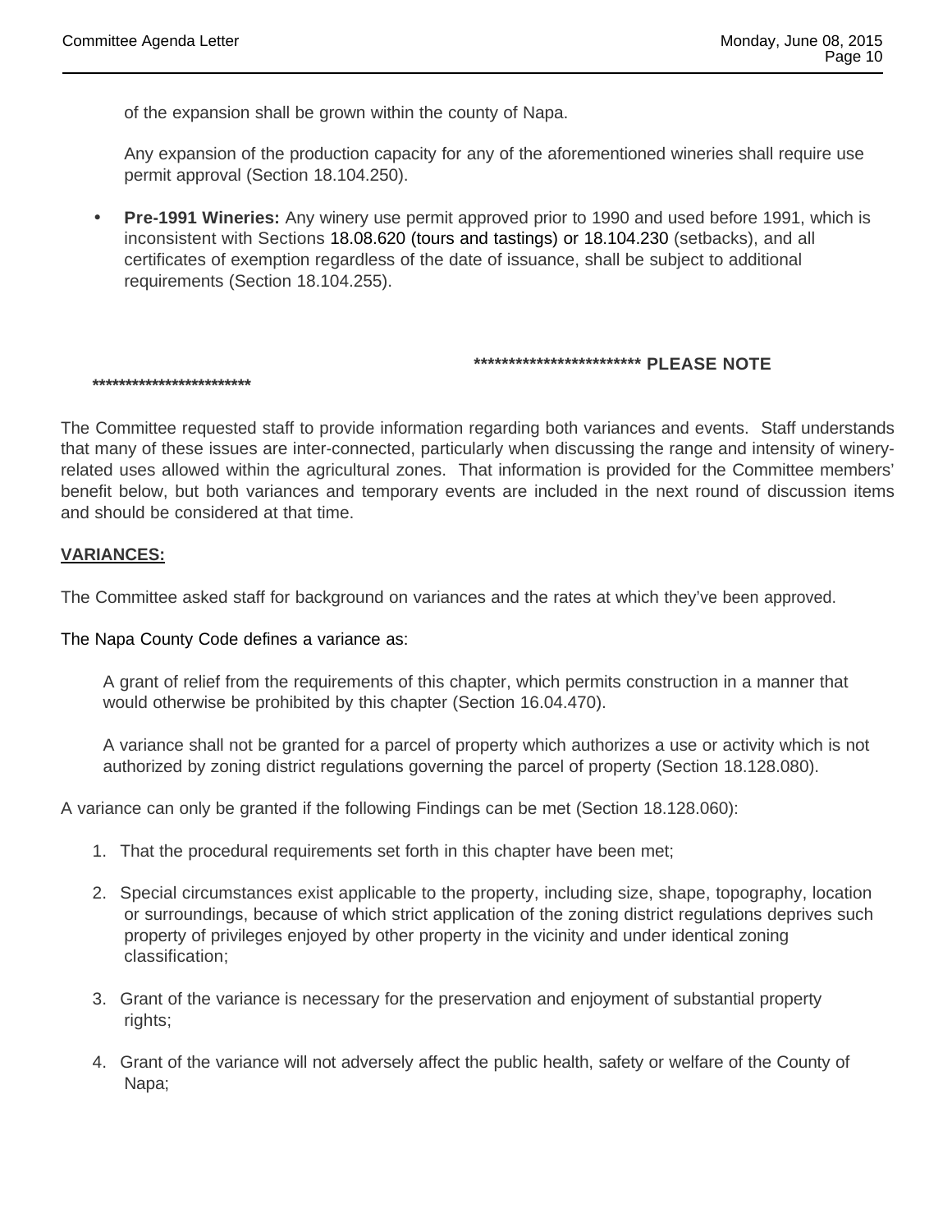of the expansion shall be grown within the county of Napa.

Any expansion of the production capacity for any of the aforementioned wineries shall require use permit approval (Section 18.104.250).

- **Pre-1991 Wineries:** Any winery use permit approved prior to 1990 and used before 1991, which is inconsistent with Sections 18.08.620 (tours and tastings) or 18.104.230 (setbacks), and all certificates of exemption regardless of the date of issuance, shall be subject to additional requirements (Section 18.104.255).

**************************** PLEASE NOTE ****************************

The Committee requested staff to provide information regarding both variances and events. Staff understands that many of these issues are inter-connected, particularly when discussing the range and intensity of winery-related uses allowed within the agricultural zones. That information is provided for the Committee members' benefit below, but both variances and temporary events are included in the next round of discussion items and should be considered at that time.

**VARIANCES:**

The Committee asked staff for background on variances and the rates at which they've been approved.

The Napa County Code defines a variance as:

> A grant of relief from the requirements of this chapter, which permits construction in a manner that would otherwise be prohibited by this chapter (Section 16.04.470).
>
> A variance shall not be granted for a parcel of property which authorizes a use or activity which is not authorized by zoning district regulations governing the parcel of property (Section 18.128.080).

A variance can only be granted if the following Findings can be met (Section 18.128.060):

1. That the procedural requirements set forth in this chapter have been met;
2. Special circumstances exist applicable to the property, including size, shape, topography, location or surroundings, because of which strict application of the zoning district regulations deprives such property of privileges enjoyed by other property in the vicinity and under identical zoning classification;
3. Grant of the variance is necessary for the preservation and enjoyment of substantial property rights;
4. Grant of the variance will not adversely affect the public health, safety or welfare of the County of Napa;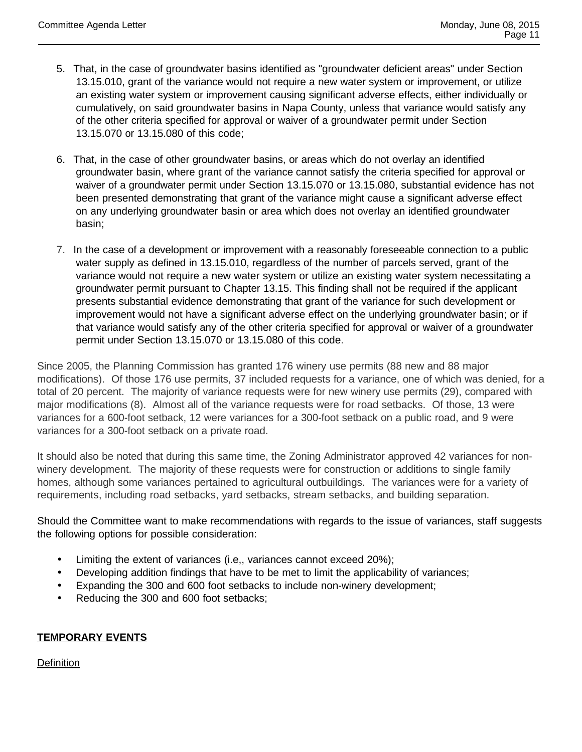5. That, in the case of groundwater basins identified as "groundwater deficient areas" under Section 13.15.010, grant of the variance would not require a new water system or improvement, or utilize an existing water system or improvement causing significant adverse effects, either individually or cumulatively, on said groundwater basins in Napa County, unless that variance would satisfy any of the other criteria specified for approval or waiver of a groundwater permit under Section 13.15.070 or 13.15.080 of this code;

6. That, in the case of other groundwater basins, or areas which do not overlay an identified groundwater basin, where grant of the variance cannot satisfy the criteria specified for approval or waiver of a groundwater permit under Section 13.15.070 or 13.15.080, substantial evidence has not been presented demonstrating that grant of the variance might cause a significant adverse effect on any underlying groundwater basin or area which does not overlay an identified groundwater basin;

7. In the case of a development or improvement with a reasonably foreseeable connection to a public water supply as defined in 13.15.010, regardless of the number of parcels served, grant of the variance would not require a new water system or utilize an existing water system necessitating a groundwater permit pursuant to Chapter 13.15. This finding shall not be required if the applicant presents substantial evidence demonstrating that grant of the variance for such development or improvement would not have a significant adverse effect on the underlying groundwater basin; or if that variance would satisfy any of the other criteria specified for approval or waiver of a groundwater permit under Section 13.15.070 or 13.15.080 of this code.

Since 2005, the Planning Commission has granted 176 winery use permits (88 new and 88 major modifications). Of those 176 use permits, 37 included requests for a variance, one of which was denied, for a total of 20 percent. The majority of variance requests were for new winery use permits (29), compared with major modifications (8). Almost all of the variance requests were for road setbacks. Of those, 13 were variances for a 600-foot setback, 12 were variances for a 300-foot setback on a public road, and 9 were variances for a 300-foot setback on a private road.

It should also be noted that during this same time, the Zoning Administrator approved 42 variances for non-winery development. The majority of these requests were for construction or additions to single family homes, although some variances pertained to agricultural outbuildings. The variances were for a variety of requirements, including road setbacks, yard setbacks, stream setbacks, and building separation.

Should the Committee want to make recommendations with regards to the issue of variances, staff suggests the following options for possible consideration:

- Limiting the extent of variances (i.e,, variances cannot exceed 20%);
- Developing addition findings that have to be met to limit the applicability of variances;
- Expanding the 300 and 600 foot setbacks to include non-winery development;
- Reducing the 300 and 600 foot setbacks;

**TEMPORARY EVENTS**

Definition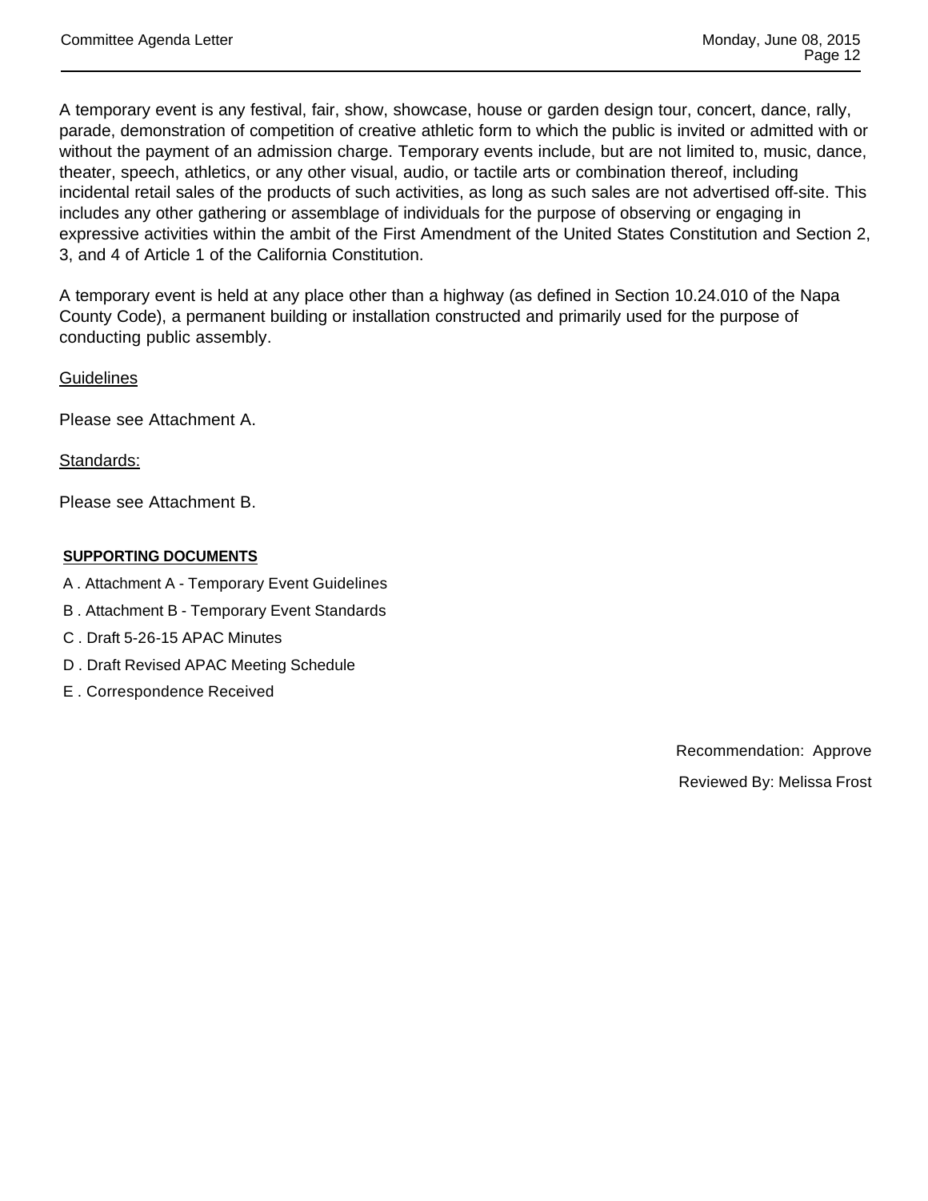A temporary event is any festival, fair, show, showcase, house or garden design tour, concert, dance, rally, parade, demonstration of competition of creative athletic form to which the public is invited or admitted with or without the payment of an admission charge. Temporary events include, but are not limited to, music, dance, theater, speech, athletics, or any other visual, audio, or tactile arts or combination thereof, including incidental retail sales of the products of such activities, as long as such sales are not advertised off-site. This includes any other gathering or assemblage of individuals for the purpose of observing or engaging in expressive activities within the ambit of the First Amendment of the United States Constitution and Section 2, 3, and 4 of Article 1 of the California Constitution.

A temporary event is held at any place other than a highway (as defined in Section 10.24.010 of the Napa County Code), a permanent building or installation constructed and primarily used for the purpose of conducting public assembly.

<u>Guidelines</u>

Please see Attachment A.

<u>Standards:</u>

Please see Attachment B.

**SUPPORTING DOCUMENTS**

A . Attachment A - Temporary Event Guidelines

B . Attachment B - Temporary Event Standards

C . Draft 5-26-15 APAC Minutes

D . Draft Revised APAC Meeting Schedule

E . Correspondence Received

Recommendation: Approve

Reviewed By: Melissa Frost